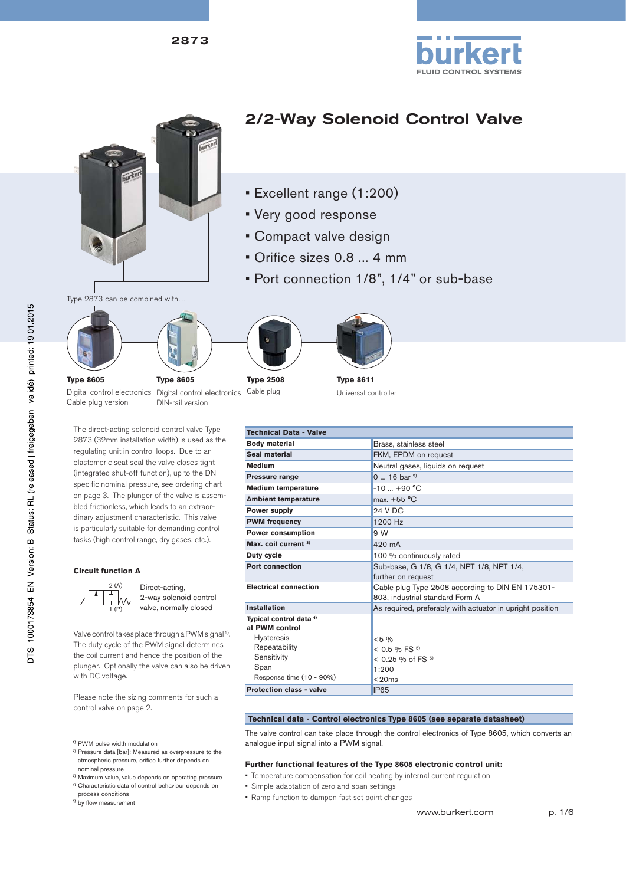2873

# 2/2-Way Solenoid Control Valve

- Excellent range (1:200)
- Very good response
- Compact valve design
- Orifice sizes 0.8 ... 4 mm
- Port connection 1/8", 1/4" or sub-base

Type 2873 can be combined with…

**Type 8605**
Digital control electronics
Cable plug version

**Type 8605**
Digital control electronics
DIN-rail version

**Type 2508**
Cable plug

**Type 8611**
Universal controller

The direct-acting solenoid control valve Type 2873 (32mm installation width) is used as the regulating unit in control loops. Due to an elastomeric seat seal the valve closes tight (integrated shut-off function), up to the DN specific nominal pressure, see ordering chart on page 3. The plunger of the valve is assembled frictionless, which leads to an extraordinary adjustment characteristic. This valve is particularly suitable for demanding control tasks (high control range, dry gases, etc.).

### Circuit function A

2 (A)
1 (P)

Direct-acting, 2-way solenoid control valve, normally closed

Valve control takes place through a PWM signal[1]. The duty cycle of the PWM signal determines the coil current and hence the position of the plunger. Optionally the valve can also be driven with DC voltage.

Please note the sizing comments for such a control valve on page 2.

| Technical Data - Valve | |
|---|---|
| **Body material** | Brass, stainless steel |
| **Seal material** | FKM, EPDM on request |
| **Medium** | Neutral gases, liquids on request |
| **Pressure range** | 0 ... 16 bar [2] |
| **Medium temperature** | -10 ... +90 °C |
| **Ambient temperature** | max. +55 °C |
| **Power supply** | 24 V DC |
| **PWM frequency** | 1200 Hz |
| **Power consumption** | 9 W |
| **Max. coil current** [3] | 420 mA |
| **Duty cycle** | 100 % continuously rated |
| **Port connection** | Sub-base, G 1/8, G 1/4, NPT 1/8, NPT 1/4, further on request |
| **Electrical connection** | Cable plug Type 2508 according to DIN EN 175301-803, industrial standard Form A |
| **Installation** | As required, preferably with actuator in upright position |
| **Typical control data** [4] **at PWM control** | |
| Hysteresis | <5 % |
| Repeatability | < 0.5 % FS [5] |
| Sensitivity | < 0.25 % of FS [5] |
| Span | 1:200 |
| Response time (10 - 90%) | <20ms |
| **Protection class - valve** | IP65 |

| Technical data - Control electronics Type 8605 (see separate datasheet) |
|---|

The valve control can take place through the control electronics of Type 8605, which converts an analogue input signal into a PWM signal.

**Further functional features of the Type 8605 electronic control unit:**

- Temperature compensation for coil heating by internal current regulation
- Simple adaptation of zero and span settings
- Ramp function to dampen fast set point changes

[1] PWM pulse width modulation
[2] Pressure data [bar]: Measured as overpressure to the atmospheric pressure, orifice further depends on nominal pressure
[3] Maximum value, value depends on operating pressure
[4] Characteristic data of control behaviour depends on process conditions
[5] by flow measurement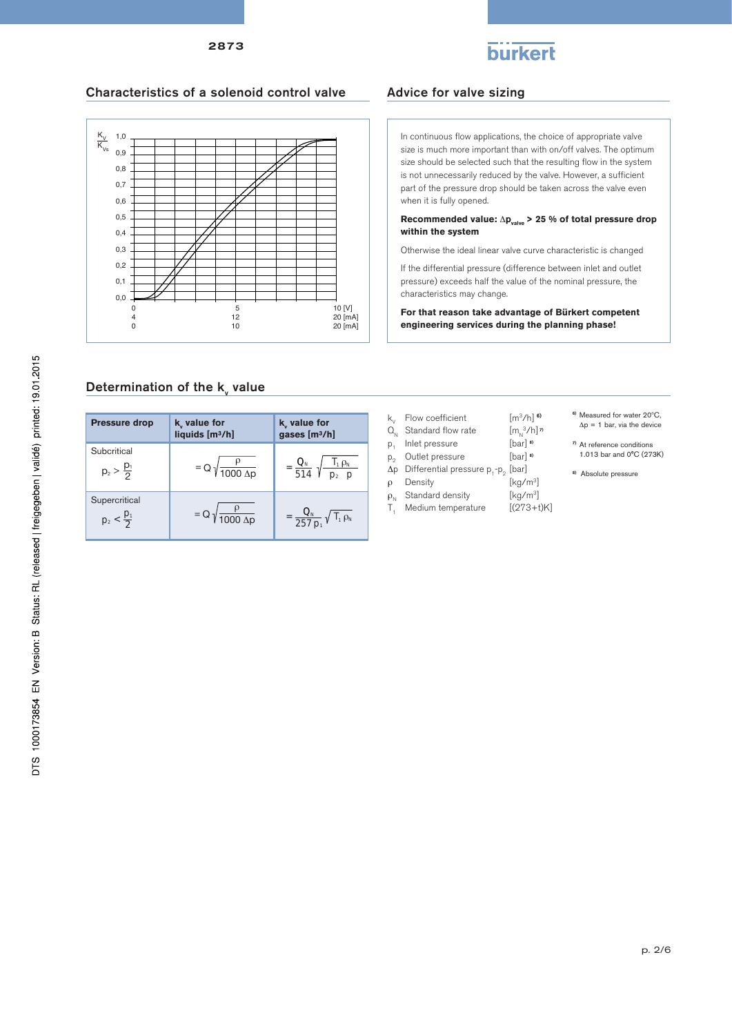## Characteristics of a solenoid control valve

$\frac{K_V}{K_{Vs}}$

| | | | |
|---|---|---|---|
| 1,0 | | | |
| 0,9 | | | |
| 0,8 | | | |
| 0,7 | | | |
| 0,6 | | | |
| 0,5 | | | |
| 0,4 | | | |
| 0,3 | | | |
| 0,2 | | | |
| 0,1 | | | |
| 0,0 | | | |
| | 0 | 5 | 10 [V] |
| | 4 | 12 | 20 [mA] |
| | 0 | 10 | 20 [mA] |

## Advice for valve sizing

In continuous flow applications, the choice of appropriate valve size is much more important than with on/off valves. The optimum size should be selected such that the resulting flow in the system is not unnecessarily reduced by the valve. However, a sufficient part of the pressure drop should be taken across the valve even when it is fully opened.

**Recommended value: $\Delta p_{valve}$ > 25 % of total pressure drop within the system**

Otherwise the ideal linear valve curve characteristic is changed

If the differential pressure (difference between inlet and outlet pressure) exceeds half the value of the nominal pressure, the characteristics may change.

**For that reason take advantage of Bürkert competent engineering services during the planning phase!**

## Determination of the $k_v$ value

| Pressure drop | $k_v$ value for liquids [m³/h] | $k_v$ value for gases [m³/h] |
|---|---|---|
| Subcritical $p_2 > \frac{p_1}{2}$ | $= Q\sqrt{\frac{\rho}{1000\,\Delta p}}$ | $= \frac{Q_N}{514}\sqrt{\frac{T_1\,\rho_N}{p_2\,\Delta p}}$ |
| Supercritical $p_2 < \frac{p_1}{2}$ | $= Q\sqrt{\frac{\rho}{1000\,\Delta p}}$ | $= \frac{Q_N}{257\,p_1}\sqrt{T_1\,\rho_N}$ |

| | | |
|---|---|---|
| $k_v$ | Flow coefficient | [m³/h] [6] |
| $Q_N$ | Standard flow rate | [$m_N^3$/h] [7] |
| $p_1$ | Inlet pressure | [bar] [8] |
| $p_2$ | Outlet pressure | [bar] [8] |
| $\Delta p$ | Differential pressure $p_1$-$p_2$ | [bar] |
| $\rho$ | Density | [kg/m³] |
| $\rho_N$ | Standard density | [kg/m³] |
| $T_1$ | Medium temperature | [(273+t)K] |

[6] Measured for water 20°C, $\Delta p$ = 1 bar, via the device

[7] At reference conditions 1.013 bar and 0°C (273K)

[8] Absolute pressure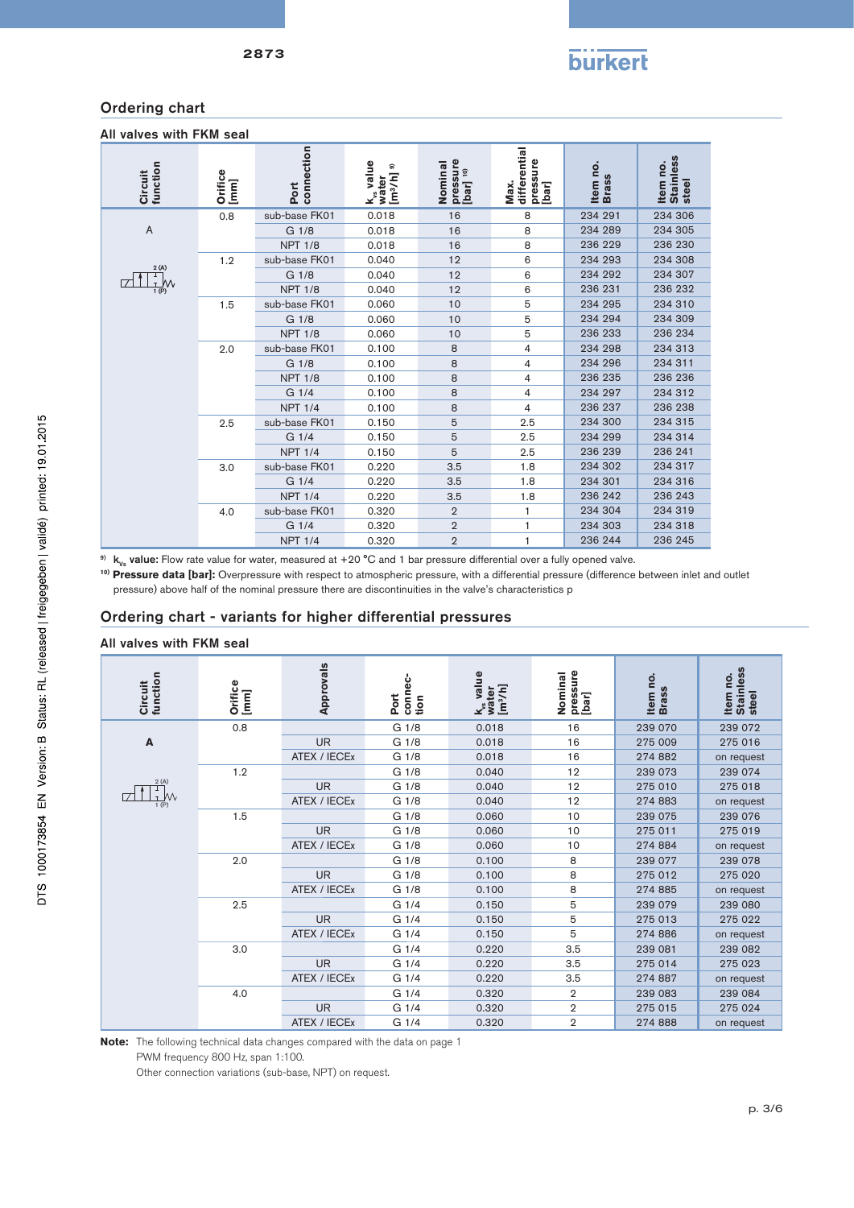## Ordering chart

### All valves with FKM seal

| Circuit function | Orifice [mm] | Port connection | $k_{vs}$ value water [m³/h] [9] | Nominal pressure [bar] [10] | Max. differential pressure [bar] | Item no. Brass | Item no. Stainless steel |
|---|---|---|---|---|---|---|---|
| A | 0.8 | sub-base FK01 | 0.018 | 16 | 8 | 234 291 | 234 306 |
| | | G 1/8 | 0.018 | 16 | 8 | 234 289 | 234 305 |
| | | NPT 1/8 | 0.018 | 16 | 8 | 236 229 | 236 230 |
| | 1.2 | sub-base FK01 | 0.040 | 12 | 6 | 234 293 | 234 308 |
| | | G 1/8 | 0.040 | 12 | 6 | 234 292 | 234 307 |
| | | NPT 1/8 | 0.040 | 12 | 6 | 236 231 | 236 232 |
| | 1.5 | sub-base FK01 | 0.060 | 10 | 5 | 234 295 | 234 310 |
| | | G 1/8 | 0.060 | 10 | 5 | 234 294 | 234 309 |
| | | NPT 1/8 | 0.060 | 10 | 5 | 236 233 | 236 234 |
| | 2.0 | sub-base FK01 | 0.100 | 8 | 4 | 234 298 | 234 313 |
| | | G 1/8 | 0.100 | 8 | 4 | 234 296 | 234 311 |
| | | NPT 1/8 | 0.100 | 8 | 4 | 236 235 | 236 236 |
| | | G 1/4 | 0.100 | 8 | 4 | 234 297 | 234 312 |
| | | NPT 1/4 | 0.100 | 8 | 4 | 236 237 | 236 238 |
| | 2.5 | sub-base FK01 | 0.150 | 5 | 2.5 | 234 300 | 234 315 |
| | | G 1/4 | 0.150 | 5 | 2.5 | 234 299 | 234 314 |
| | | NPT 1/4 | 0.150 | 5 | 2.5 | 236 239 | 236 241 |
| | 3.0 | sub-base FK01 | 0.220 | 3.5 | 1.8 | 234 302 | 234 317 |
| | | G 1/4 | 0.220 | 3.5 | 1.8 | 234 301 | 234 316 |
| | | NPT 1/4 | 0.220 | 3.5 | 1.8 | 236 242 | 236 243 |
| | 4.0 | sub-base FK01 | 0.320 | 2 | 1 | 234 304 | 234 319 |
| | | G 1/4 | 0.320 | 2 | 1 | 234 303 | 234 318 |
| | | NPT 1/4 | 0.320 | 2 | 1 | 236 244 | 236 245 |

[9] **$k_{vs}$ value:** Flow rate value for water, measured at +20 °C and 1 bar pressure differential over a fully opened valve.

[10] **Pressure data [bar]:** Overpressure with respect to atmospheric pressure, with a differential pressure (difference between inlet and outlet pressure) above half of the nominal pressure there are discontinuities in the valve's characteristics p

## Ordering chart - variants for higher differential pressures

### All valves with FKM seal

| Circuit function | Orifice [mm] | Approvals | Port connection | $k_{vs}$ value water [m³/h] | Nominal pressure [bar] | Item no. Brass | Item no. Stainless steel |
|---|---|---|---|---|---|---|---|
| **A** | 0.8 | | G 1/8 | 0.018 | 16 | 239 070 | 239 072 |
| | | UR | G 1/8 | 0.018 | 16 | 275 009 | 275 016 |
| | | ATEX / IECEx | G 1/8 | 0.018 | 16 | 274 882 | on request |
| | 1.2 | | G 1/8 | 0.040 | 12 | 239 073 | 239 074 |
| | | UR | G 1/8 | 0.040 | 12 | 275 010 | 275 018 |
| | | ATEX / IECEx | G 1/8 | 0.040 | 12 | 274 883 | on request |
| | 1.5 | | G 1/8 | 0.060 | 10 | 239 075 | 239 076 |
| | | UR | G 1/8 | 0.060 | 10 | 275 011 | 275 019 |
| | | ATEX / IECEx | G 1/8 | 0.060 | 10 | 274 884 | on request |
| | 2.0 | | G 1/8 | 0.100 | 8 | 239 077 | 239 078 |
| | | UR | G 1/8 | 0.100 | 8 | 275 012 | 275 020 |
| | | ATEX / IECEx | G 1/8 | 0.100 | 8 | 274 885 | on request |
| | 2.5 | | G 1/4 | 0.150 | 5 | 239 079 | 239 080 |
| | | UR | G 1/4 | 0.150 | 5 | 275 013 | 275 022 |
| | | ATEX / IECEx | G 1/4 | 0.150 | 5 | 274 886 | on request |
| | 3.0 | | G 1/4 | 0.220 | 3.5 | 239 081 | 239 082 |
| | | UR | G 1/4 | 0.220 | 3.5 | 275 014 | 275 023 |
| | | ATEX / IECEx | G 1/4 | 0.220 | 3.5 | 274 887 | on request |
| | 4.0 | | G 1/4 | 0.320 | 2 | 239 083 | 239 084 |
| | | UR | G 1/4 | 0.320 | 2 | 275 015 | 275 024 |
| | | ATEX / IECEx | G 1/4 | 0.320 | 2 | 274 888 | on request |

**Note:** The following technical data changes compared with the data on page 1
PWM frequency 800 Hz, span 1:100.
Other connection variations (sub-base, NPT) on request.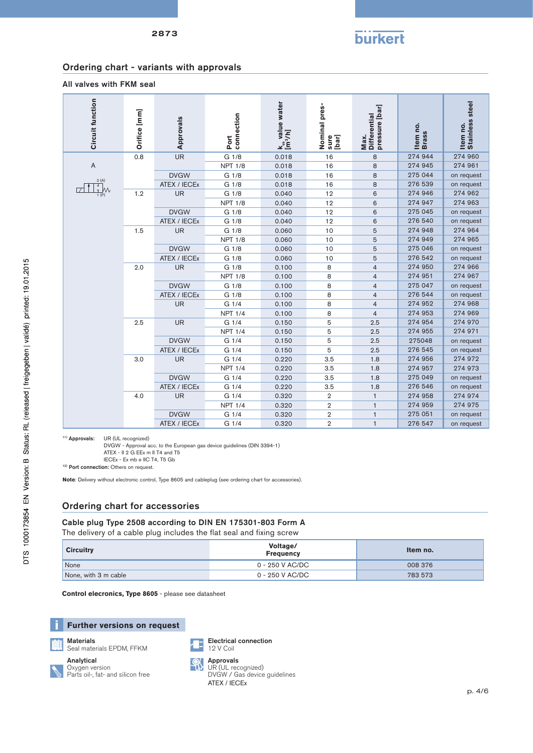## Ordering chart - variants with approvals

### All valves with FKM seal

| Circuit function | Orifice [mm] | Approvals | Port connection | $k_{vs}$ value water [m³/h] | Nominal pressure [bar] | Max. Differential pressure [bar] | Item no. Brass | Item no. Stainless steel |
|---|---|---|---|---|---|---|---|---|
| A | 0.8 | UR | G 1/8 | 0.018 | 16 | 8 | 274 944 | 274 960 |
| | | | NPT 1/8 | 0.018 | 16 | 8 | 274 945 | 274 961 |
| | | DVGW | G 1/8 | 0.018 | 16 | 8 | 275 044 | on request |
| | | ATEX / IECEx | G 1/8 | 0.018 | 16 | 8 | 276 539 | on request |
| | 1.2 | UR | G 1/8 | 0.040 | 12 | 6 | 274 946 | 274 962 |
| | | | NPT 1/8 | 0.040 | 12 | 6 | 274 947 | 274 963 |
| | | DVGW | G 1/8 | 0.040 | 12 | 6 | 275 045 | on request |
| | | ATEX / IECEx | G 1/8 | 0.040 | 12 | 6 | 276 540 | on request |
| | 1.5 | UR | G 1/8 | 0.060 | 10 | 5 | 274 948 | 274 964 |
| | | | NPT 1/8 | 0.060 | 10 | 5 | 274 949 | 274 965 |
| | | DVGW | G 1/8 | 0.060 | 10 | 5 | 275 046 | on request |
| | | ATEX / IECEx | G 1/8 | 0.060 | 10 | 5 | 276 542 | on request |
| | 2.0 | UR | G 1/8 | 0.100 | 8 | 4 | 274 950 | 274 966 |
| | | | NPT 1/8 | 0.100 | 8 | 4 | 274 951 | 274 967 |
| | | DVGW | G 1/8 | 0.100 | 8 | 4 | 275 047 | on request |
| | | ATEX / IECEx | G 1/8 | 0.100 | 8 | 4 | 276 544 | on request |
| | | UR | G 1/4 | 0.100 | 8 | 4 | 274 952 | 274 968 |
| | | | NPT 1/4 | 0.100 | 8 | 4 | 274 953 | 274 969 |
| | 2.5 | UR | G 1/4 | 0.150 | 5 | 2.5 | 274 954 | 274 970 |
| | | | NPT 1/4 | 0.150 | 5 | 2.5 | 274 955 | 274 971 |
| | | DVGW | G 1/4 | 0.150 | 5 | 2.5 | 275048 | on request |
| | | ATEX / IECEx | G 1/4 | 0.150 | 5 | 2.5 | 276 545 | on request |
| | 3.0 | UR | G 1/4 | 0.220 | 3.5 | 1.8 | 274 956 | 274 972 |
| | | | NPT 1/4 | 0.220 | 3.5 | 1.8 | 274 957 | 274 973 |
| | | DVGW | G 1/4 | 0.220 | 3.5 | 1.8 | 275 049 | on request |
| | | ATEX / IECEx | G 1/4 | 0.220 | 3.5 | 1.8 | 276 546 | on request |
| | 4.0 | UR | G 1/4 | 0.320 | 2 | 1 | 274 958 | 274 974 |
| | | | NPT 1/4 | 0.320 | 2 | 1 | 274 959 | 274 975 |
| | | DVGW | G 1/4 | 0.320 | 2 | 1 | 275 051 | on request |
| | | ATEX / IECEx | G 1/4 | 0.320 | 2 | 1 | 276 547 | on request |

[11)] **Approvals:** UR (UL recognized)
DVGW - Approval acc. to the European gas device guidelines (DIN 3394-1)
ATEX - II 2 G EEx m II T4 and T5
IECEx - Ex mb e IIC T4, T5 Gb

[12)] **Port connection:** Others on request.

**Note**: Delivery without electronic control, Type 8605 and cableplug (see ordering chart for accessories).

## Ordering chart for accessories

### Cable plug Type 2508 according to DIN EN 175301-803 Form A

The delivery of a cable plug includes the flat seal and fixing screw

| Circuitry | Voltage/ Frequency | Item no. |
|---|---|---|
| None | 0 - 250 V AC/DC | 008 376 |
| None, with 3 m cable | 0 - 250 V AC/DC | 783 573 |

**Control elecronics, Type 8605** - please see datasheet

### Further versions on request

**Materials**
Seal materials EPDM, FFKM

**Analytical**
Oxygen version
Parts oil-, fat- and silicon free

**Electrical connection**
12 V Coil

**Approvals**
UR (UL recognized)
DVGW / Gas device guidelines
ATEX / IECEx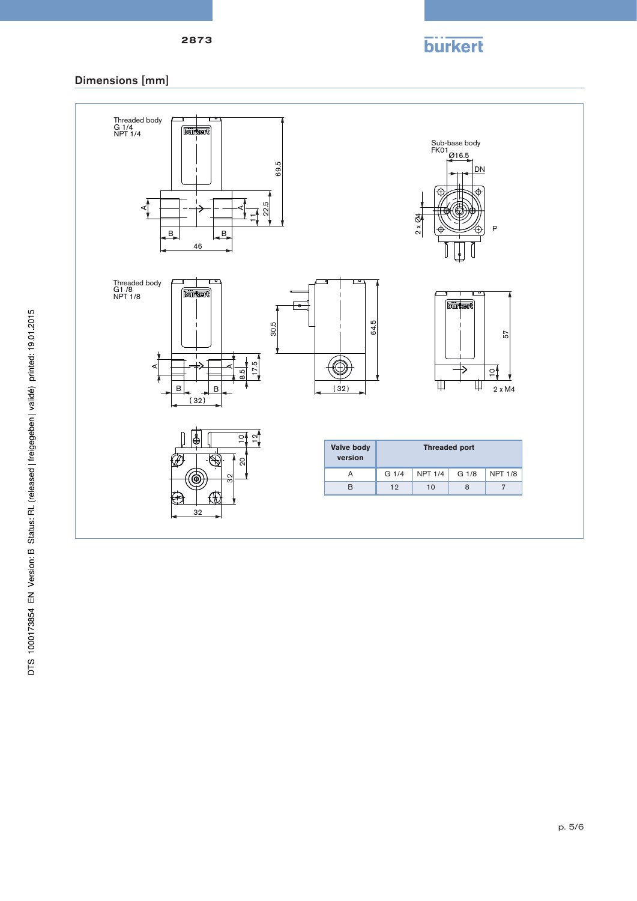## Dimensions [mm]

Threaded body
G 1/4
NPT 1/4

Sub-base body
FK01

Threaded body
G1 /8
NPT 1/8

| Valve body version | Threaded port | | | |
|---|---|---|---|---|
| | G 1/4 | NPT 1/4 | G 1/8 | NPT 1/8 |
| A | G 1/4 | NPT 1/4 | G 1/8 | NPT 1/8 |
| B | 12 | 10 | 8 | 7 |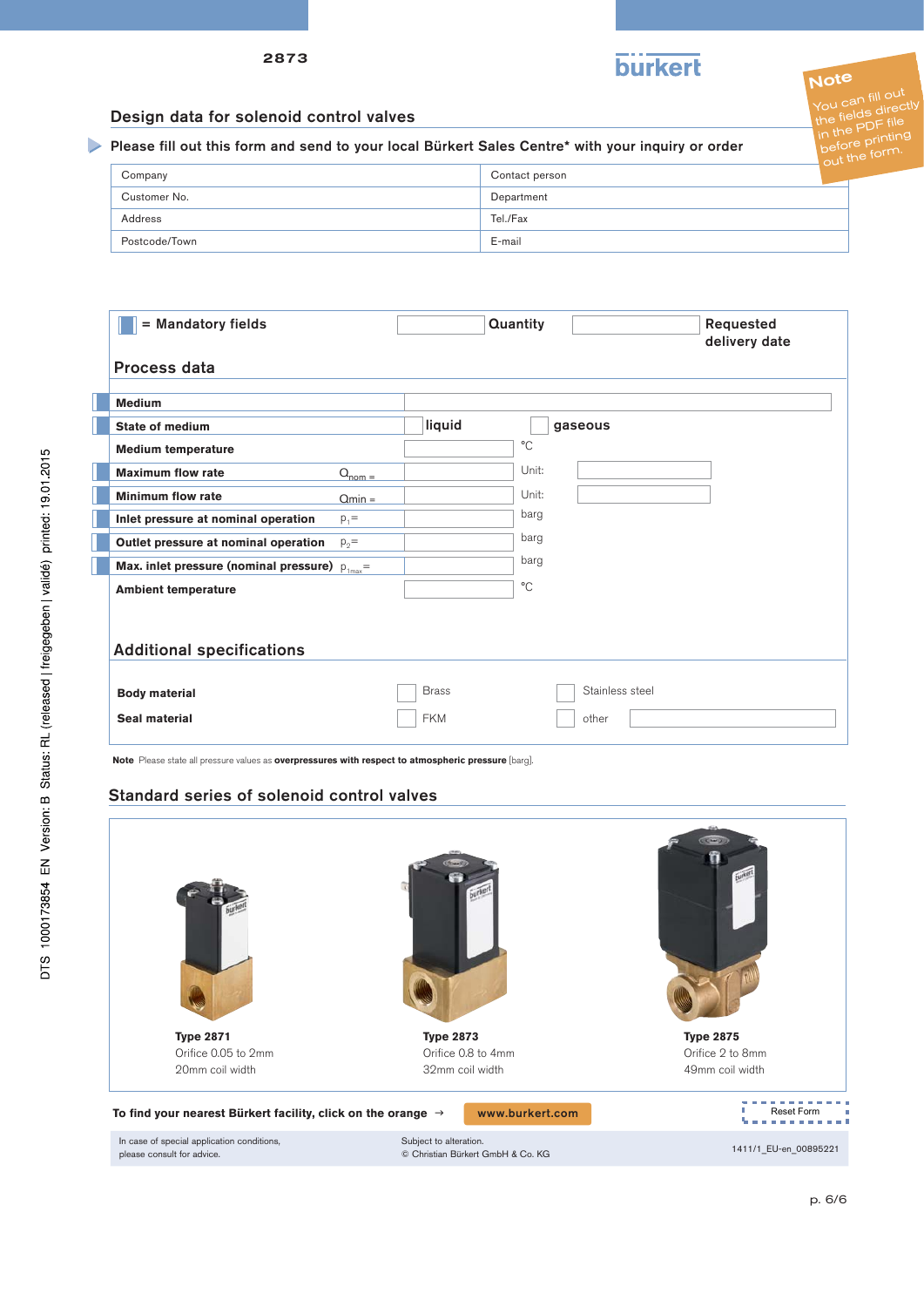## Design data for solenoid control valves

**Note**
You can fill out the fields directly in the PDF file before printing out the form.

Please fill out this form and send to your local Bürkert Sales Centre* with your inquiry or order

| | |
|---|---|
| Company | Contact person |
| Customer No. | Department |
| Address | Tel./Fax |
| Postcode/Town | E-mail |

= **Mandatory fields** | **Quantity** | **Requested delivery date**

### Process data

| | | | | |
|---|---|---|---|---|
| **Medium** | | | | |
| **State of medium** | | liquid | gaseous | |
| **Medium temperature** | | | °C | |
| **Maximum flow rate** | $Q_{nom}$ = | | Unit: | |
| **Minimum flow rate** | $Q_{min}$ = | | Unit: | |
| **Inlet pressure at nominal operation** | $p_1$= | | barg | |
| **Outlet pressure at nominal operation** | $p_2$= | | barg | |
| **Max. inlet pressure (nominal pressure)** | $p_{1max}$= | | barg | |
| **Ambient temperature** | | | °C | |

### Additional specifications

| | | | |
|---|---|---|---|
| **Body material** | Brass | Stainless steel | |
| **Seal material** | FKM | other | |

**Note** Please state all pressure values as **overpressures with respect to atmospheric pressure** [barg].

## Standard series of solenoid control valves

**Type 2871**
Orifice 0.05 to 2mm
20mm coil width

**Type 2873**
Orifice 0.8 to 4mm
32mm coil width

**Type 2875**
Orifice 2 to 8mm
49mm coil width

**To find your nearest Bürkert facility, click on the orange →** www.burkert.com

Reset Form

In case of special application conditions, please consult for advice.

Subject to alteration.
© Christian Bürkert GmbH & Co. KG

1411/1_EU-en_00895221

DTS 1000173854 EN Version: B Status: RL (released | freigegeben | validé) printed: 19.01.2015